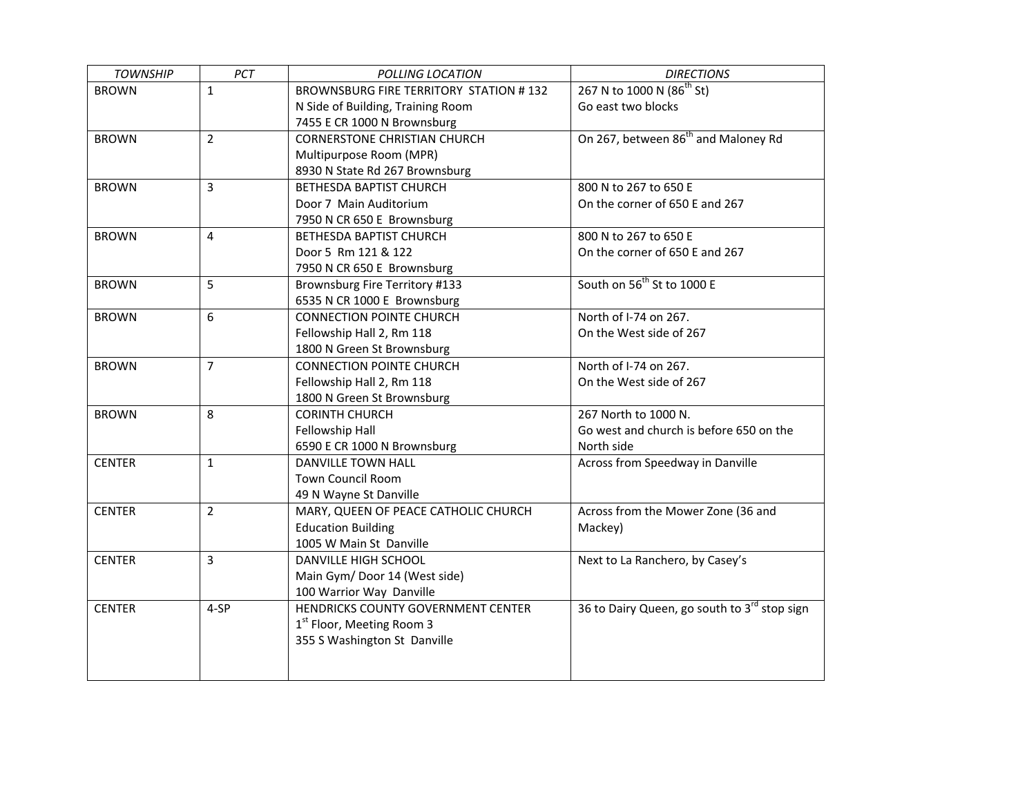| *TOWNSHIP* | *PCT* | *POLLING LOCATION* | *DIRECTIONS* |
|---|---|---|---|
| BROWN | 1 | BROWNSBURG FIRE TERRITORY STATION # 132<br>N Side of Building, Training Room<br>7455 E CR 1000 N Brownsburg | 267 N to 1000 N (86th St)<br>Go east two blocks |
| BROWN | 2 | CORNERSTONE CHRISTIAN CHURCH<br>Multipurpose Room (MPR)<br>8930 N State Rd 267 Brownsburg | On 267, between 86th and Maloney Rd |
| BROWN | 3 | BETHESDA BAPTIST CHURCH<br>Door 7 Main Auditorium<br>7950 N CR 650 E Brownsburg | 800 N to 267 to 650 E<br>On the corner of 650 E and 267 |
| BROWN | 4 | BETHESDA BAPTIST CHURCH<br>Door 5 Rm 121 & 122<br>7950 N CR 650 E Brownsburg | 800 N to 267 to 650 E<br>On the corner of 650 E and 267 |
| BROWN | 5 | Brownsburg Fire Territory #133<br>6535 N CR 1000 E Brownsburg | South on 56th St to 1000 E |
| BROWN | 6 | CONNECTION POINTE CHURCH<br>Fellowship Hall 2, Rm 118<br>1800 N Green St Brownsburg | North of I-74 on 267.<br>On the West side of 267 |
| BROWN | 7 | CONNECTION POINTE CHURCH<br>Fellowship Hall 2, Rm 118<br>1800 N Green St Brownsburg | North of I-74 on 267.<br>On the West side of 267 |
| BROWN | 8 | CORINTH CHURCH<br>Fellowship Hall<br>6590 E CR 1000 N Brownsburg | 267 North to 1000 N.<br>Go west and church is before 650 on the North side |
| CENTER | 1 | DANVILLE TOWN HALL<br>Town Council Room<br>49 N Wayne St Danville | Across from Speedway in Danville |
| CENTER | 2 | MARY, QUEEN OF PEACE CATHOLIC CHURCH<br>Education Building<br>1005 W Main St Danville | Across from the Mower Zone (36 and Mackey) |
| CENTER | 3 | DANVILLE HIGH SCHOOL<br>Main Gym/ Door 14 (West side)<br>100 Warrior Way Danville | Next to La Ranchero, by Casey's |
| CENTER | 4-SP | HENDRICKS COUNTY GOVERNMENT CENTER<br>1st Floor, Meeting Room 3<br>355 S Washington St Danville | 36 to Dairy Queen, go south to 3rd stop sign |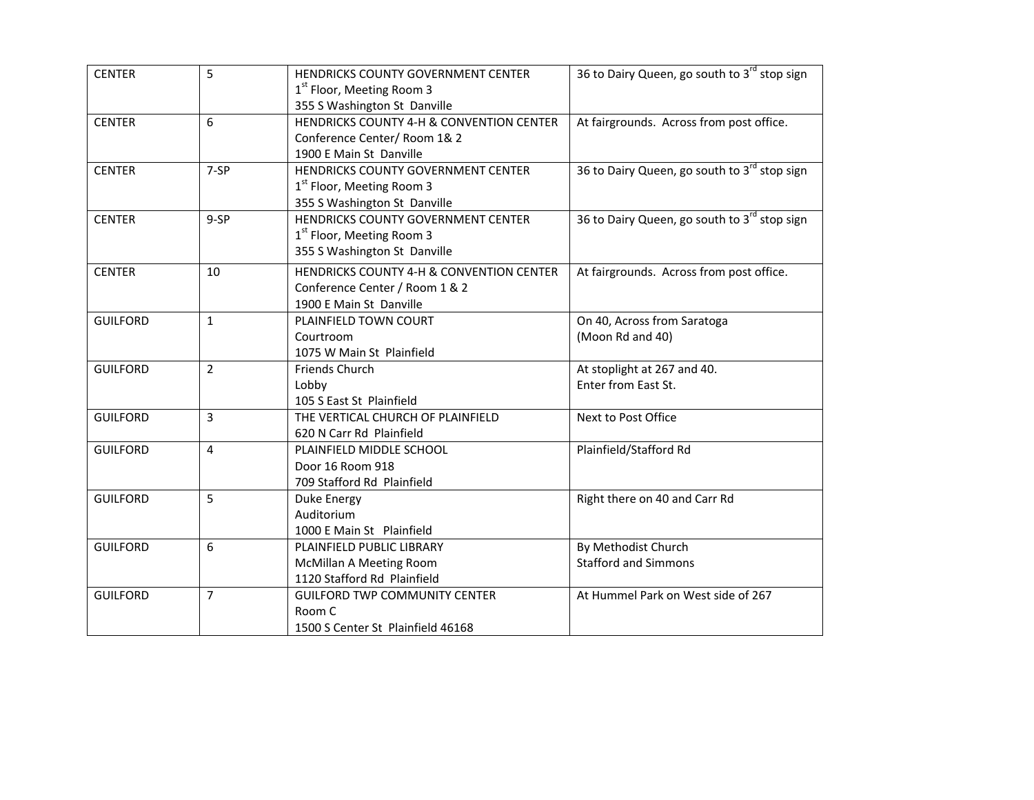| | | | |
|---|---|---|---|
| CENTER | 5 | HENDRICKS COUNTY GOVERNMENT CENTER<br>1st Floor, Meeting Room 3<br>355 S Washington St  Danville | 36 to Dairy Queen, go south to 3rd stop sign |
| CENTER | 6 | HENDRICKS COUNTY 4-H & CONVENTION CENTER<br>Conference Center/ Room 1& 2<br>1900 E Main St  Danville | At fairgrounds.  Across from post office. |
| CENTER | 7-SP | HENDRICKS COUNTY GOVERNMENT CENTER<br>1st Floor, Meeting Room 3<br>355 S Washington St  Danville | 36 to Dairy Queen, go south to 3rd stop sign |
| CENTER | 9-SP | HENDRICKS COUNTY GOVERNMENT CENTER<br>1st Floor, Meeting Room 3<br>355 S Washington St  Danville | 36 to Dairy Queen, go south to 3rd stop sign |
| CENTER | 10 | HENDRICKS COUNTY 4-H & CONVENTION CENTER<br>Conference Center / Room 1 & 2<br>1900 E Main St  Danville | At fairgrounds.  Across from post office. |
| GUILFORD | 1 | PLAINFIELD TOWN COURT<br>Courtroom<br>1075 W Main St  Plainfield | On 40, Across from Saratoga<br>(Moon Rd and 40) |
| GUILFORD | 2 | Friends Church<br>Lobby<br>105 S East St  Plainfield | At stoplight at 267 and 40.<br>Enter from East St. |
| GUILFORD | 3 | THE VERTICAL CHURCH OF PLAINFIELD<br>620 N Carr Rd  Plainfield | Next to Post Office |
| GUILFORD | 4 | PLAINFIELD MIDDLE SCHOOL<br>Door 16 Room 918<br>709 Stafford Rd  Plainfield | Plainfield/Stafford Rd |
| GUILFORD | 5 | Duke Energy<br>Auditorium<br>1000 E Main St   Plainfield | Right there on 40 and Carr Rd |
| GUILFORD | 6 | PLAINFIELD PUBLIC LIBRARY<br>McMillan A Meeting Room<br>1120 Stafford Rd  Plainfield | By Methodist Church<br>Stafford and Simmons |
| GUILFORD | 7 | GUILFORD TWP COMMUNITY CENTER<br>Room C<br>1500 S Center St  Plainfield 46168 | At Hummel Park on West side of 267 |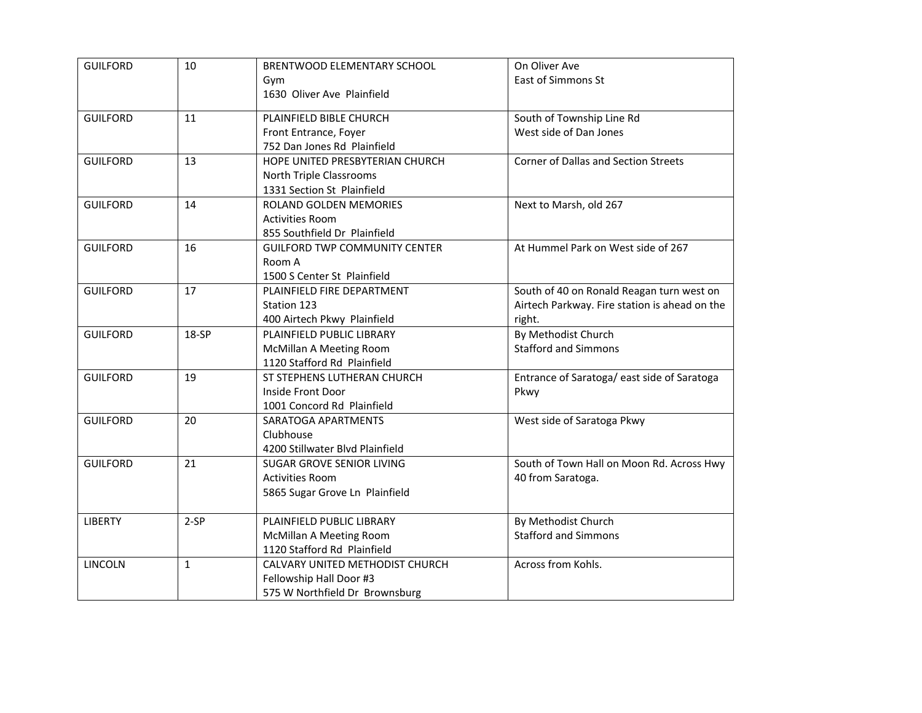| GUILFORD | 10 | BRENTWOOD ELEMENTARY SCHOOL<br>Gym<br>1630 Oliver Ave Plainfield | On Oliver Ave<br>East of Simmons St |
|---|---|---|---|
| GUILFORD | 11 | PLAINFIELD BIBLE CHURCH<br>Front Entrance, Foyer<br>752 Dan Jones Rd Plainfield | South of Township Line Rd<br>West side of Dan Jones |
| GUILFORD | 13 | HOPE UNITED PRESBYTERIAN CHURCH<br>North Triple Classrooms<br>1331 Section St Plainfield | Corner of Dallas and Section Streets |
| GUILFORD | 14 | ROLAND GOLDEN MEMORIES<br>Activities Room<br>855 Southfield Dr Plainfield | Next to Marsh, old 267 |
| GUILFORD | 16 | GUILFORD TWP COMMUNITY CENTER<br>Room A<br>1500 S Center St Plainfield | At Hummel Park on West side of 267 |
| GUILFORD | 17 | PLAINFIELD FIRE DEPARTMENT<br>Station 123<br>400 Airtech Pkwy Plainfield | South of 40 on Ronald Reagan turn west on Airtech Parkway. Fire station is ahead on the right. |
| GUILFORD | 18-SP | PLAINFIELD PUBLIC LIBRARY<br>McMillan A Meeting Room<br>1120 Stafford Rd Plainfield | By Methodist Church<br>Stafford and Simmons |
| GUILFORD | 19 | ST STEPHENS LUTHERAN CHURCH<br>Inside Front Door<br>1001 Concord Rd Plainfield | Entrance of Saratoga/ east side of Saratoga Pkwy |
| GUILFORD | 20 | SARATOGA APARTMENTS<br>Clubhouse<br>4200 Stillwater Blvd Plainfield | West side of Saratoga Pkwy |
| GUILFORD | 21 | SUGAR GROVE SENIOR LIVING<br>Activities Room<br>5865 Sugar Grove Ln Plainfield | South of Town Hall on Moon Rd. Across Hwy 40 from Saratoga. |
| LIBERTY | 2-SP | PLAINFIELD PUBLIC LIBRARY<br>McMillan A Meeting Room<br>1120 Stafford Rd Plainfield | By Methodist Church<br>Stafford and Simmons |
| LINCOLN | 1 | CALVARY UNITED METHODIST CHURCH<br>Fellowship Hall Door #3<br>575 W Northfield Dr Brownsburg | Across from Kohls. |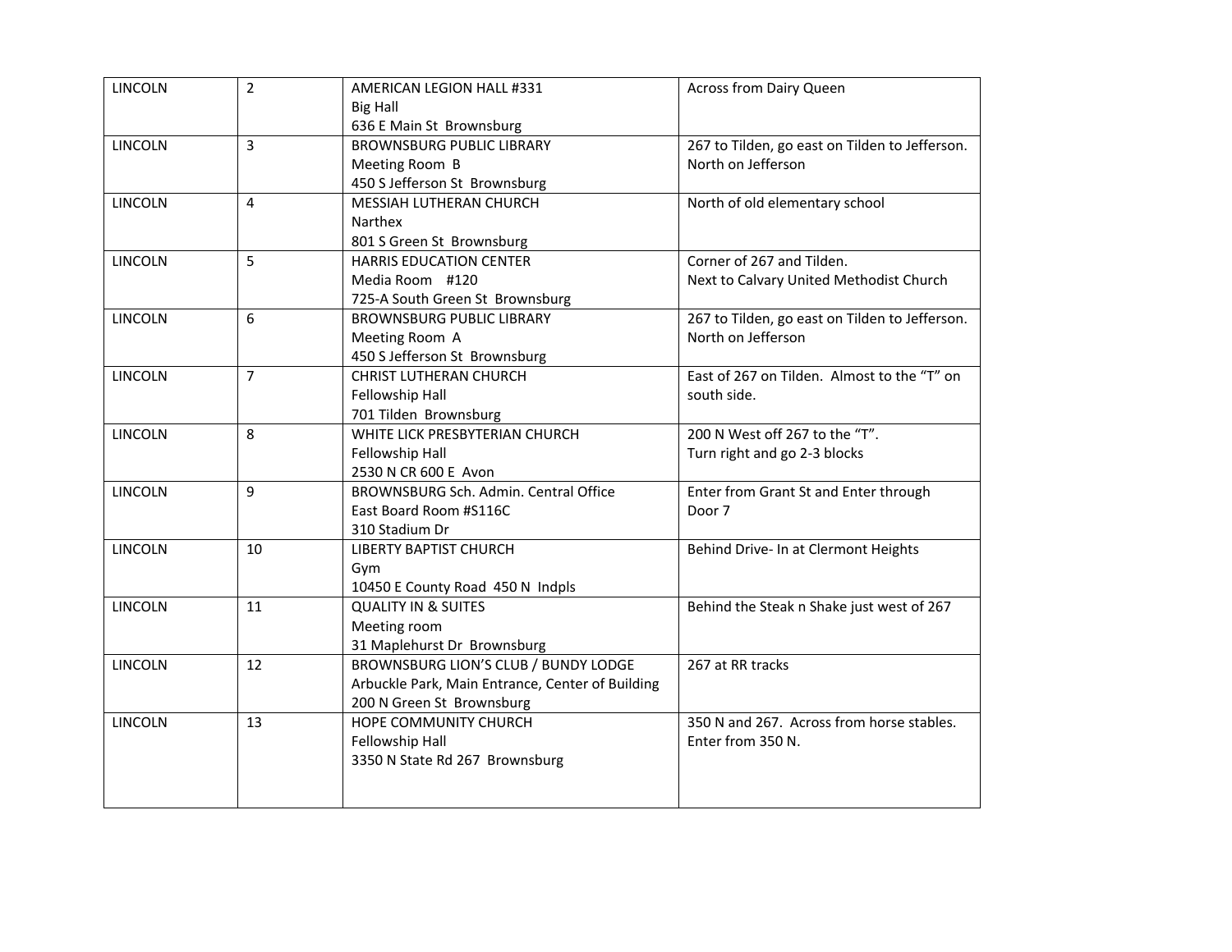| LINCOLN | 2 | AMERICAN LEGION HALL #331<br>Big Hall<br>636 E Main St Brownsburg | Across from Dairy Queen |
|---|---|---|---|
| LINCOLN | 3 | BROWNSBURG PUBLIC LIBRARY<br>Meeting Room B<br>450 S Jefferson St Brownsburg | 267 to Tilden, go east on Tilden to Jefferson. North on Jefferson |
| LINCOLN | 4 | MESSIAH LUTHERAN CHURCH<br>Narthex<br>801 S Green St Brownsburg | North of old elementary school |
| LINCOLN | 5 | HARRIS EDUCATION CENTER<br>Media Room #120<br>725-A South Green St Brownsburg | Corner of 267 and Tilden.<br>Next to Calvary United Methodist Church |
| LINCOLN | 6 | BROWNSBURG PUBLIC LIBRARY<br>Meeting Room A<br>450 S Jefferson St Brownsburg | 267 to Tilden, go east on Tilden to Jefferson. North on Jefferson |
| LINCOLN | 7 | CHRIST LUTHERAN CHURCH<br>Fellowship Hall<br>701 Tilden Brownsburg | East of 267 on Tilden. Almost to the "T" on south side. |
| LINCOLN | 8 | WHITE LICK PRESBYTERIAN CHURCH<br>Fellowship Hall<br>2530 N CR 600 E Avon | 200 N West off 267 to the "T".<br>Turn right and go 2-3 blocks |
| LINCOLN | 9 | BROWNSBURG Sch. Admin. Central Office<br>East Board Room #S116C<br>310 Stadium Dr | Enter from Grant St and Enter through Door 7 |
| LINCOLN | 10 | LIBERTY BAPTIST CHURCH<br>Gym<br>10450 E County Road 450 N Indpls | Behind Drive- In at Clermont Heights |
| LINCOLN | 11 | QUALITY IN & SUITES<br>Meeting room<br>31 Maplehurst Dr Brownsburg | Behind the Steak n Shake just west of 267 |
| LINCOLN | 12 | BROWNSBURG LION'S CLUB / BUNDY LODGE<br>Arbuckle Park, Main Entrance, Center of Building<br>200 N Green St Brownsburg | 267 at RR tracks |
| LINCOLN | 13 | HOPE COMMUNITY CHURCH<br>Fellowship Hall<br>3350 N State Rd 267 Brownsburg | 350 N and 267. Across from horse stables.<br>Enter from 350 N. |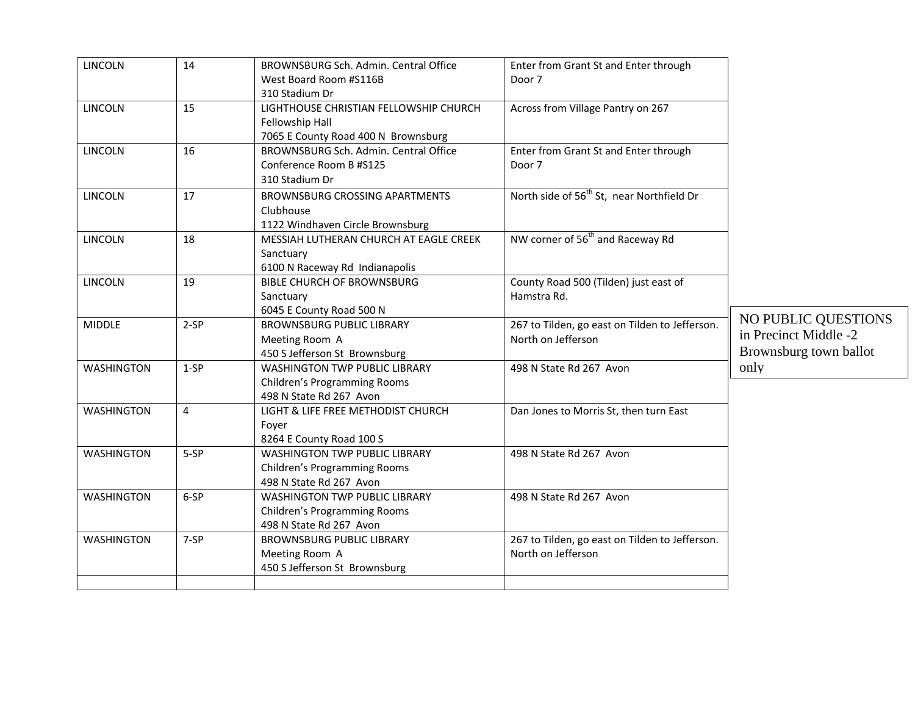| LINCOLN | 14 | BROWNSBURG Sch. Admin. Central Office<br>West Board Room #S116B<br>310 Stadium Dr | Enter from Grant St and Enter through Door 7 |
|---|---|---|---|
| LINCOLN | 15 | LIGHTHOUSE CHRISTIAN FELLOWSHIP CHURCH<br>Fellowship Hall<br>7065 E County Road 400 N Brownsburg | Across from Village Pantry on 267 |
| LINCOLN | 16 | BROWNSBURG Sch. Admin. Central Office<br>Conference Room B #S125<br>310 Stadium Dr | Enter from Grant St and Enter through Door 7 |
| LINCOLN | 17 | BROWNSBURG CROSSING APARTMENTS<br>Clubhouse<br>1122 Windhaven Circle Brownsburg | North side of 56th St, near Northfield Dr |
| LINCOLN | 18 | MESSIAH LUTHERAN CHURCH AT EAGLE CREEK<br>Sanctuary<br>6100 N Raceway Rd Indianapolis | NW corner of 56th and Raceway Rd |
| LINCOLN | 19 | BIBLE CHURCH OF BROWNSBURG<br>Sanctuary<br>6045 E County Road 500 N | County Road 500 (Tilden) just east of Hamstra Rd. |
| MIDDLE | 2-SP | BROWNSBURG PUBLIC LIBRARY<br>Meeting Room A<br>450 S Jefferson St Brownsburg | 267 to Tilden, go east on Tilden to Jefferson. North on Jefferson |
| WASHINGTON | 1-SP | WASHINGTON TWP PUBLIC LIBRARY<br>Children's Programming Rooms<br>498 N State Rd 267 Avon | 498 N State Rd 267 Avon |
| WASHINGTON | 4 | LIGHT & LIFE FREE METHODIST CHURCH<br>Foyer<br>8264 E County Road 100 S | Dan Jones to Morris St, then turn East |
| WASHINGTON | 5-SP | WASHINGTON TWP PUBLIC LIBRARY<br>Children's Programming Rooms<br>498 N State Rd 267 Avon | 498 N State Rd 267 Avon |
| WASHINGTON | 6-SP | WASHINGTON TWP PUBLIC LIBRARY<br>Children's Programming Rooms<br>498 N State Rd 267 Avon | 498 N State Rd 267 Avon |
| WASHINGTON | 7-SP | BROWNSBURG PUBLIC LIBRARY<br>Meeting Room A<br>450 S Jefferson St Brownsburg | 267 to Tilden, go east on Tilden to Jefferson. North on Jefferson |
| | | | |

NO PUBLIC QUESTIONS in Precinct Middle -2 Brownsburg town ballot only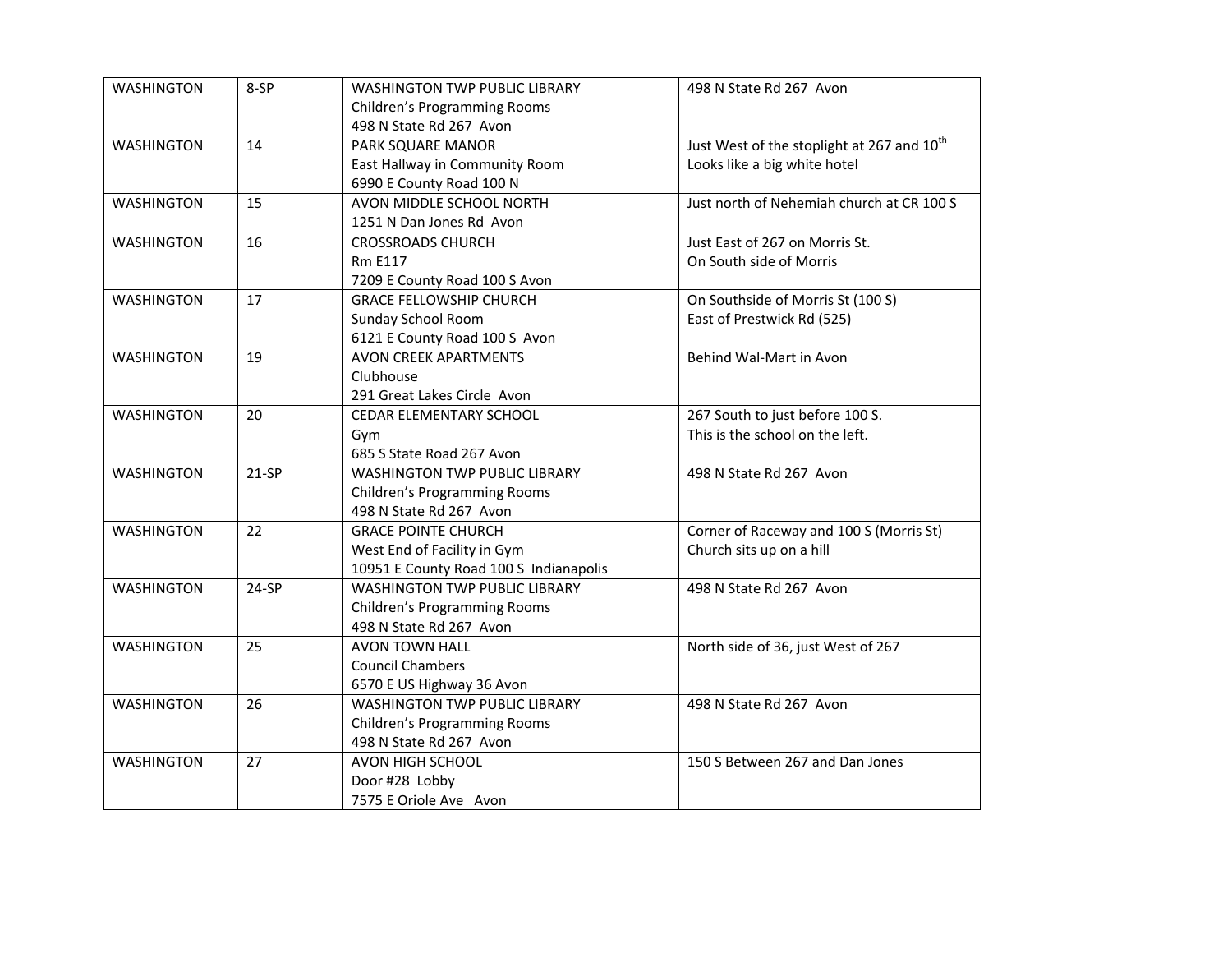| WASHINGTON | 8-SP | WASHINGTON TWP PUBLIC LIBRARY<br>Children's Programming Rooms<br>498 N State Rd 267 Avon | 498 N State Rd 267 Avon |
|---|---|---|---|
| WASHINGTON | 14 | PARK SQUARE MANOR<br>East Hallway in Community Room<br>6990 E County Road 100 N | Just West of the stoplight at 267 and 10th<br>Looks like a big white hotel |
| WASHINGTON | 15 | AVON MIDDLE SCHOOL NORTH<br>1251 N Dan Jones Rd Avon | Just north of Nehemiah church at CR 100 S |
| WASHINGTON | 16 | CROSSROADS CHURCH<br>Rm E117<br>7209 E County Road 100 S Avon | Just East of 267 on Morris St.<br>On South side of Morris |
| WASHINGTON | 17 | GRACE FELLOWSHIP CHURCH<br>Sunday School Room<br>6121 E County Road 100 S Avon | On Southside of Morris St (100 S)<br>East of Prestwick Rd (525) |
| WASHINGTON | 19 | AVON CREEK APARTMENTS<br>Clubhouse<br>291 Great Lakes Circle Avon | Behind Wal-Mart in Avon |
| WASHINGTON | 20 | CEDAR ELEMENTARY SCHOOL<br>Gym<br>685 S State Road 267 Avon | 267 South to just before 100 S.<br>This is the school on the left. |
| WASHINGTON | 21-SP | WASHINGTON TWP PUBLIC LIBRARY<br>Children's Programming Rooms<br>498 N State Rd 267 Avon | 498 N State Rd 267 Avon |
| WASHINGTON | 22 | GRACE POINTE CHURCH<br>West End of Facility in Gym<br>10951 E County Road 100 S Indianapolis | Corner of Raceway and 100 S (Morris St)<br>Church sits up on a hill |
| WASHINGTON | 24-SP | WASHINGTON TWP PUBLIC LIBRARY<br>Children's Programming Rooms<br>498 N State Rd 267 Avon | 498 N State Rd 267 Avon |
| WASHINGTON | 25 | AVON TOWN HALL<br>Council Chambers<br>6570 E US Highway 36 Avon | North side of 36, just West of 267 |
| WASHINGTON | 26 | WASHINGTON TWP PUBLIC LIBRARY<br>Children's Programming Rooms<br>498 N State Rd 267 Avon | 498 N State Rd 267 Avon |
| WASHINGTON | 27 | AVON HIGH SCHOOL<br>Door #28 Lobby<br>7575 E Oriole Ave Avon | 150 S Between 267 and Dan Jones |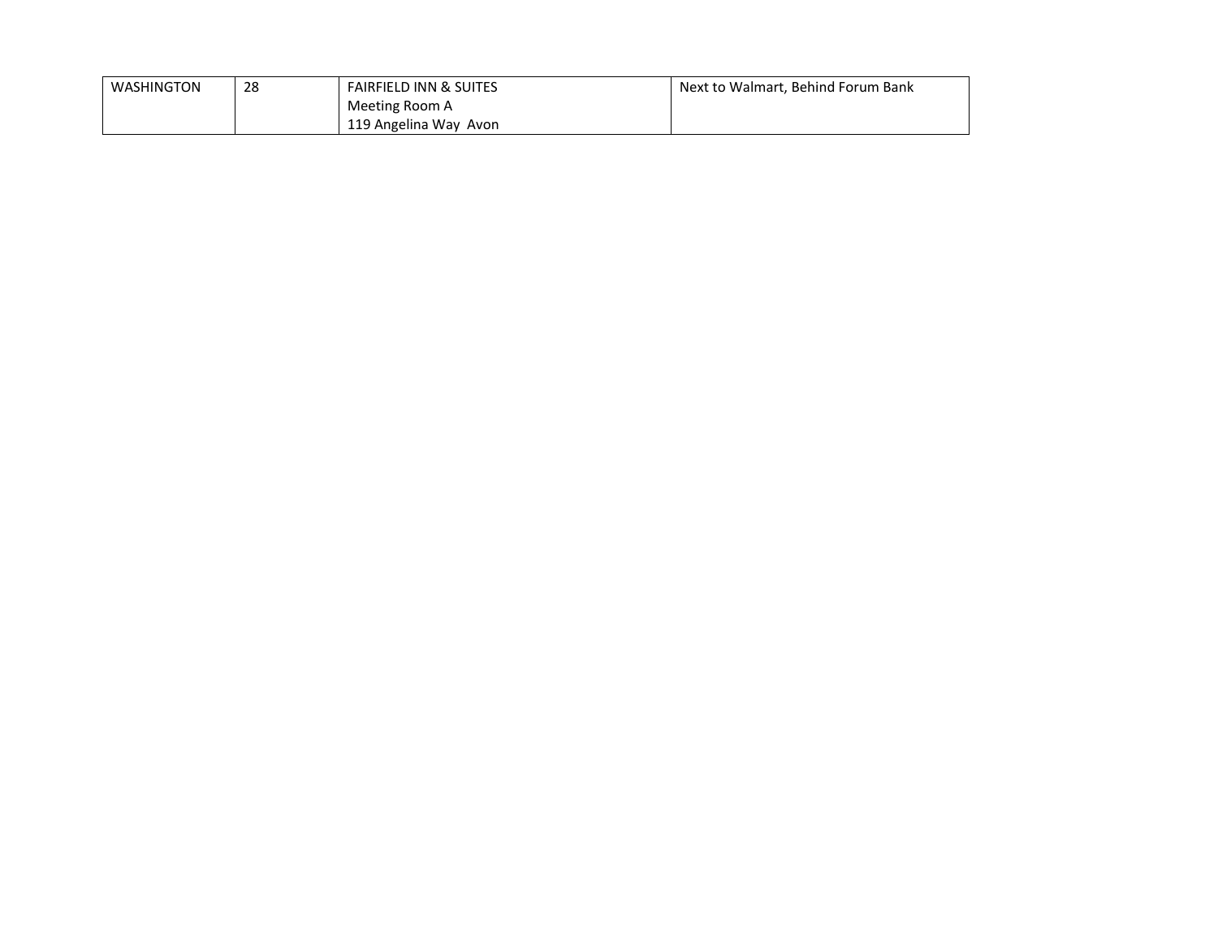| | | | |
|---|---|---|---|
| WASHINGTON | 28 | FAIRFIELD INN & SUITES<br>Meeting Room A<br>119 Angelina Way Avon | Next to Walmart, Behind Forum Bank |